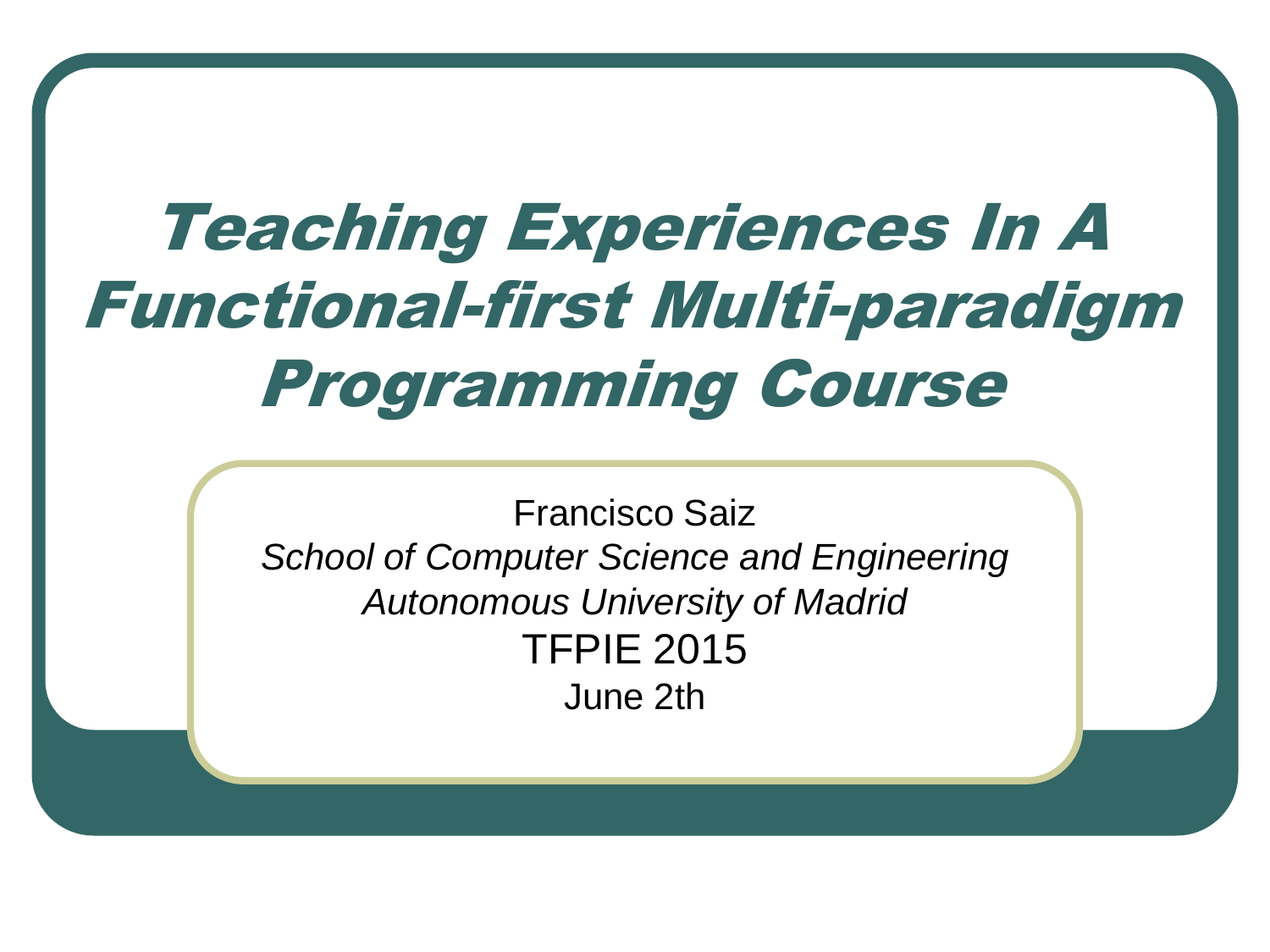# Teaching Experiences In A Functional-first Multi-paradigm Programming Course

Francisco Saiz

*School of Computer Science and Engineering*

*Autonomous University of Madrid*

TFPIE 2015

June 2th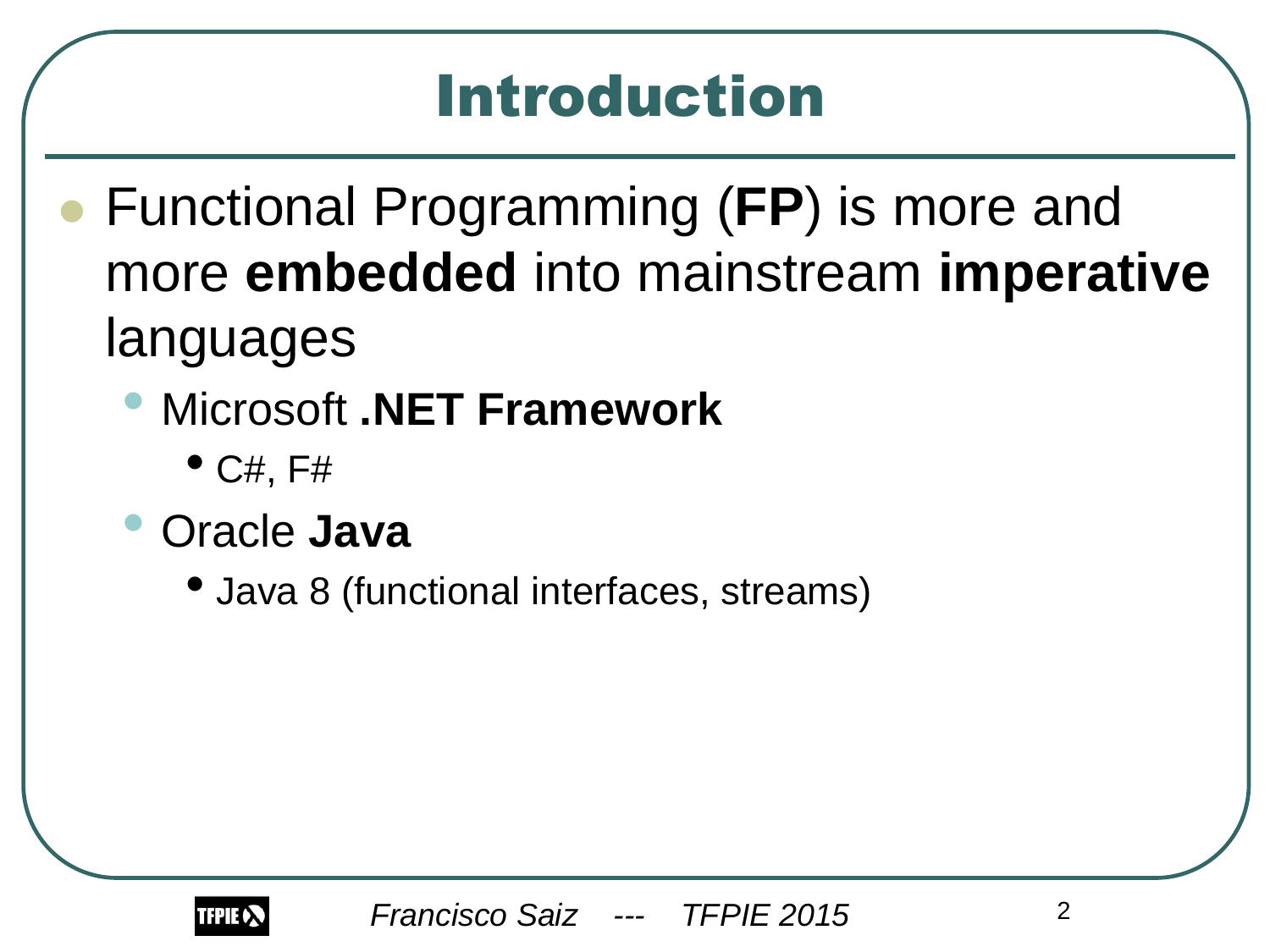# Introduction

- Functional Programming (**FP**) is more and more **embedded** into mainstream **imperative** languages
  - Microsoft **.NET Framework**
    - C#, F#
  - Oracle **Java**
    - Java 8 (functional interfaces, streams)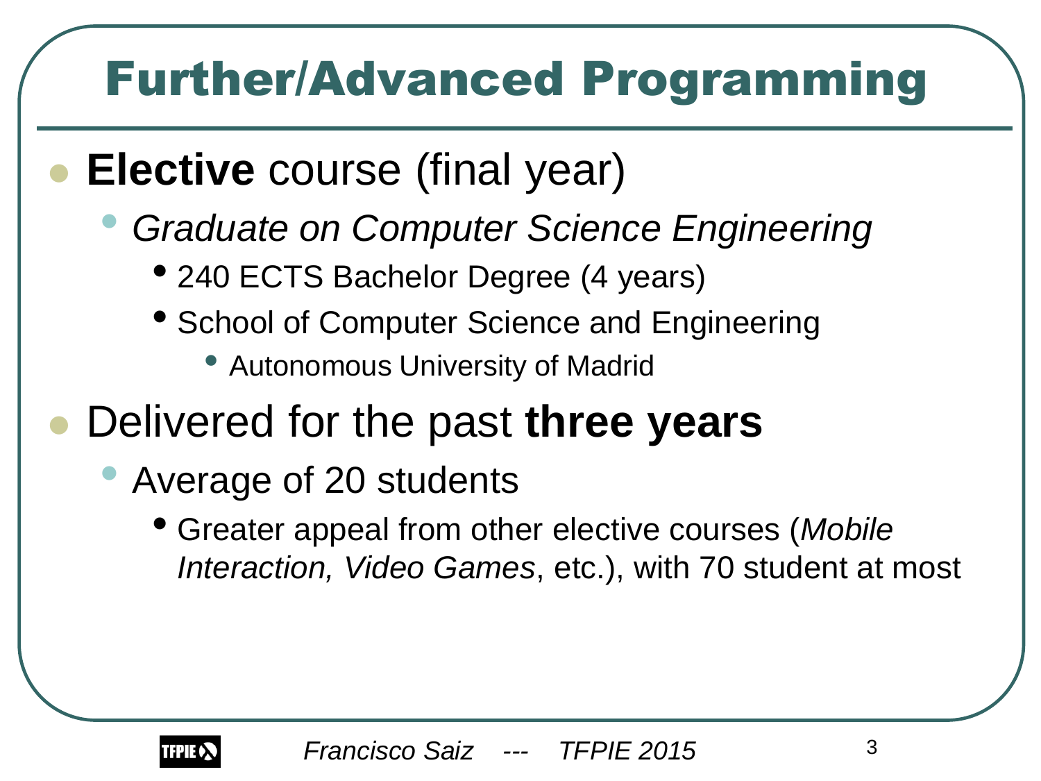# Further/Advanced Programming

- **Elective** course (final year)
  - *Graduate on Computer Science Engineering*
    - 240 ECTS Bachelor Degree (4 years)
    - School of Computer Science and Engineering
      - Autonomous University of Madrid
- Delivered for the past **three years**
  - Average of 20 students
    - Greater appeal from other elective courses (*Mobile Interaction, Video Games*, etc.), with 70 student at most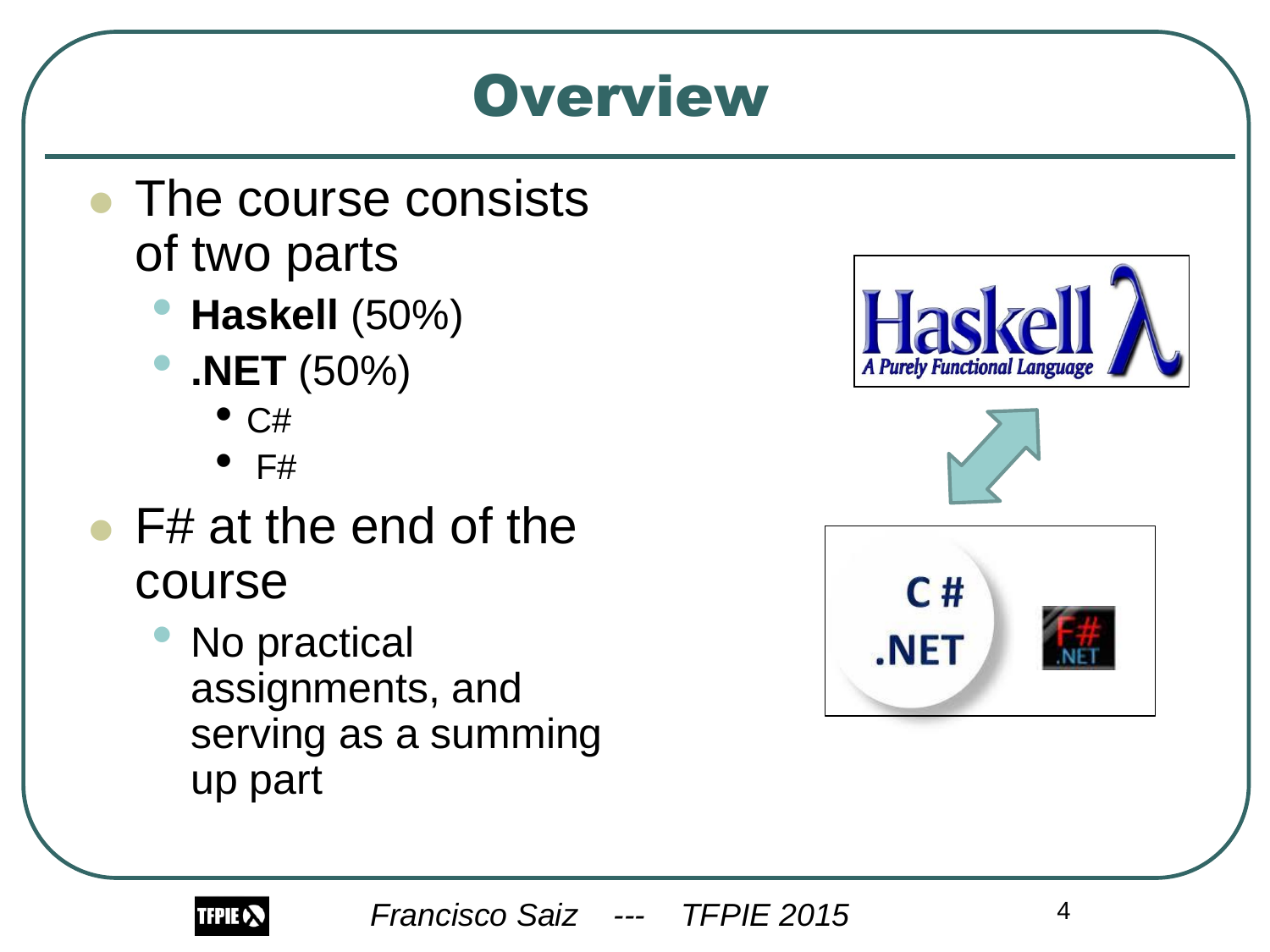# Overview

- The course consists of two parts
  - **Haskell** (50%)
  - **.NET** (50%)
    - C#
    - F#
- F# at the end of the course
  - No practical assignments, and serving as a summing up part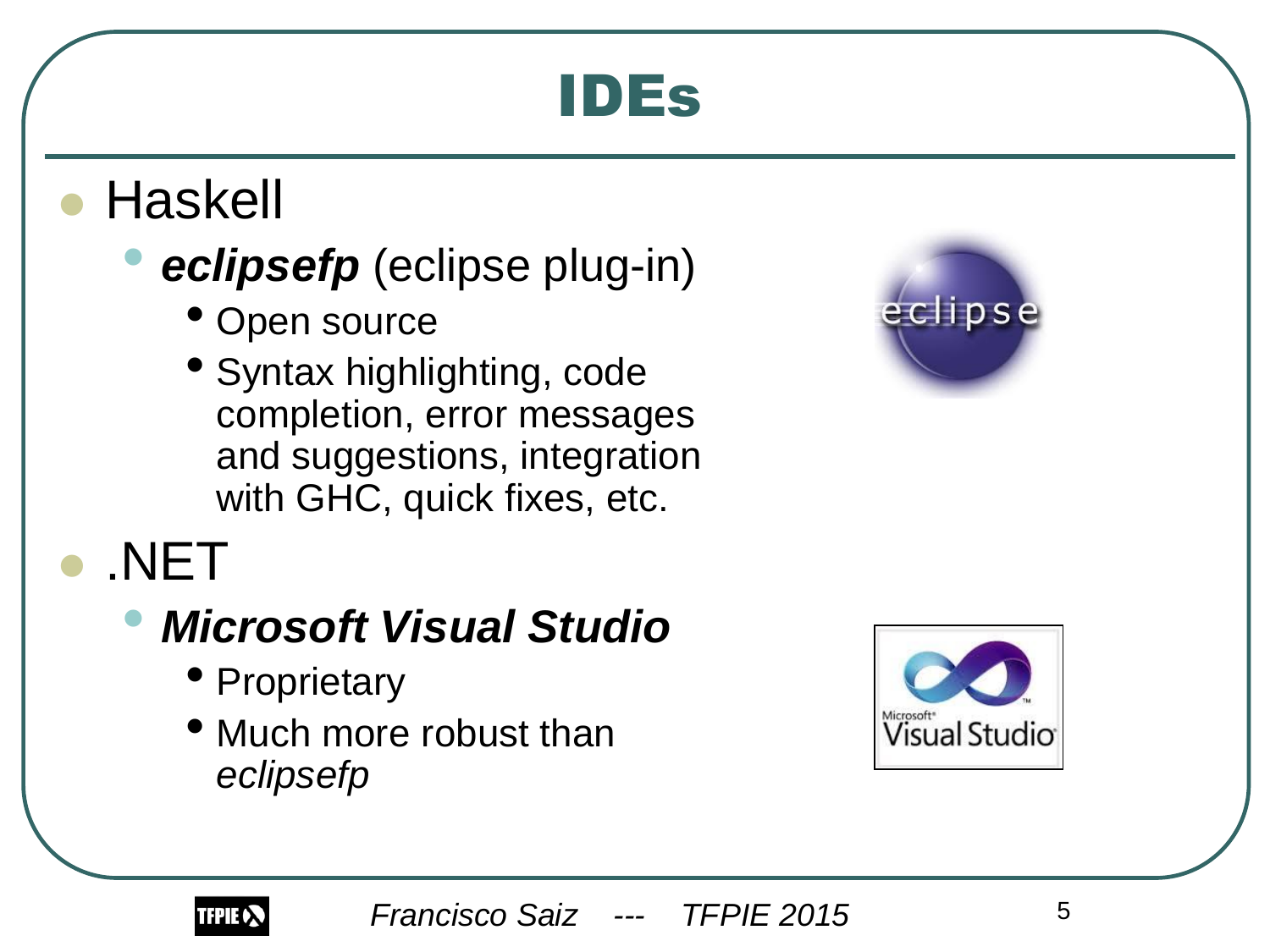# IDEs

- Haskell
  - ***eclipsefp*** (eclipse plug-in)
    - Open source
    - Syntax highlighting, code completion, error messages and suggestions, integration with GHC, quick fixes, etc.
- .NET
  - ***Microsoft Visual Studio***
    - Proprietary
    - Much more robust than *eclipsefp*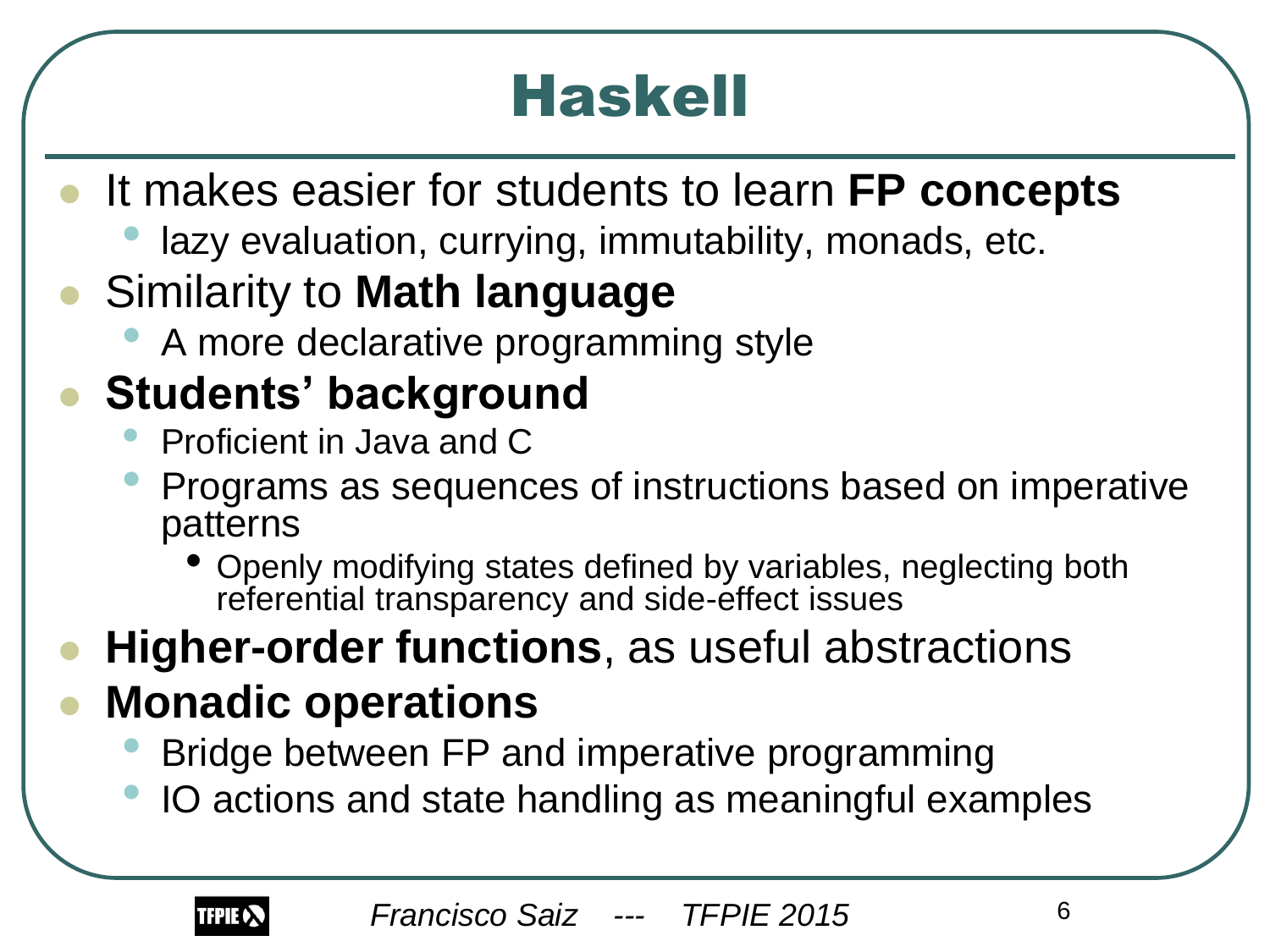# Haskell

- It makes easier for students to learn **FP concepts**
  - lazy evaluation, currying, immutability, monads, etc.
- Similarity to **Math language**
  - A more declarative programming style
- **Students' background**
  - Proficient in Java and C
  - Programs as sequences of instructions based on imperative patterns
    - Openly modifying states defined by variables, neglecting both referential transparency and side-effect issues
- **Higher-order functions**, as useful abstractions
- **Monadic operations**
  - Bridge between FP and imperative programming
  - IO actions and state handling as meaningful examples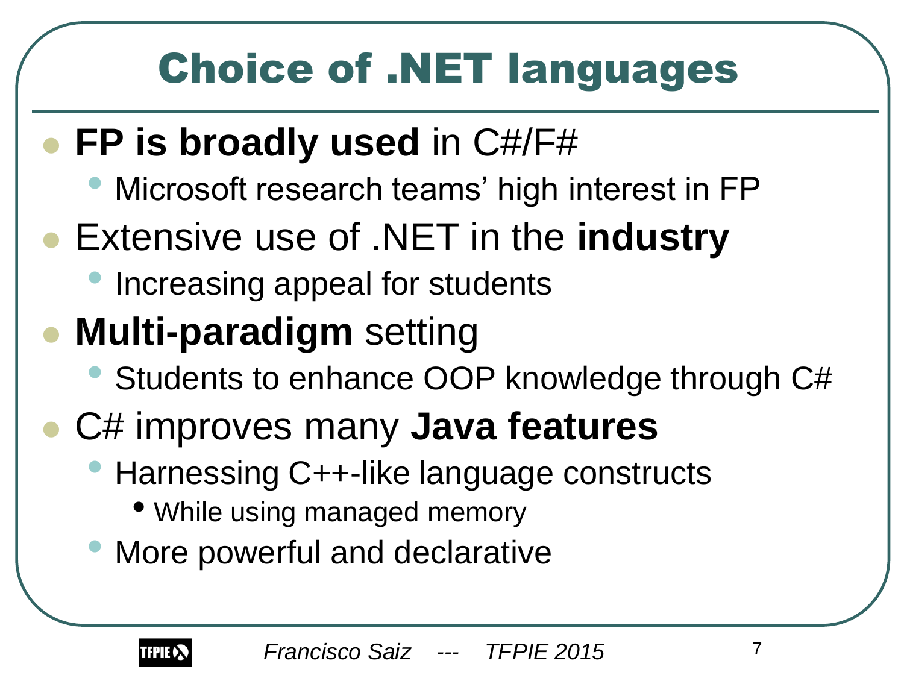# Choice of .NET languages

- **FP is broadly used** in C#/F#
  - Microsoft research teams' high interest in FP
- Extensive use of .NET in the **industry**
  - Increasing appeal for students
- **Multi-paradigm** setting
  - Students to enhance OOP knowledge through C#
- C# improves many **Java features**
  - Harnessing C++-like language constructs
    - While using managed memory
  - More powerful and declarative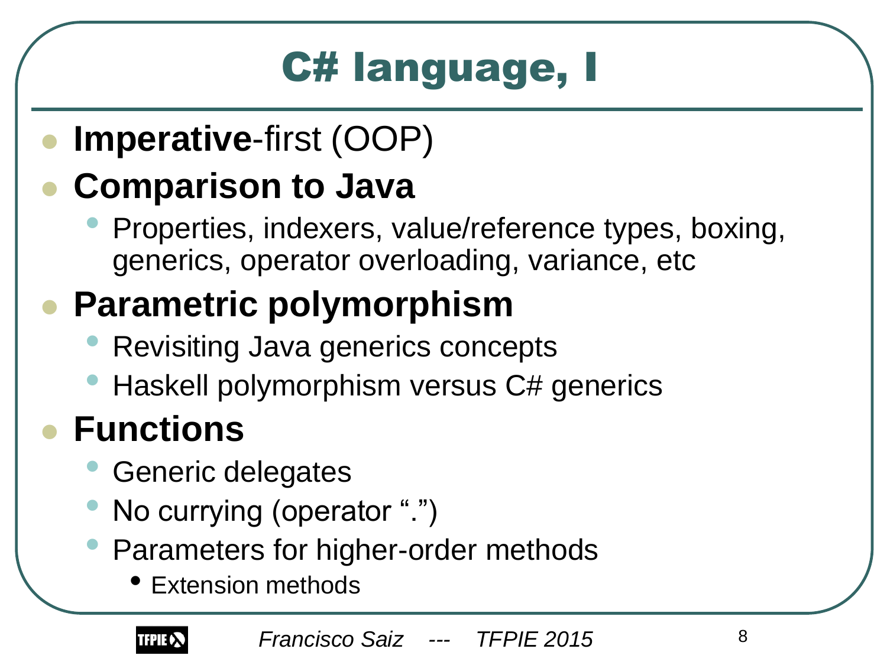# C# language, I

- **Imperative**-first (OOP)
- **Comparison to Java**
  - Properties, indexers, value/reference types, boxing, generics, operator overloading, variance, etc
- **Parametric polymorphism**
  - Revisiting Java generics concepts
  - Haskell polymorphism versus C# generics
- **Functions**
  - Generic delegates
  - No currying (operator ".")
  - Parameters for higher-order methods
    - Extension methods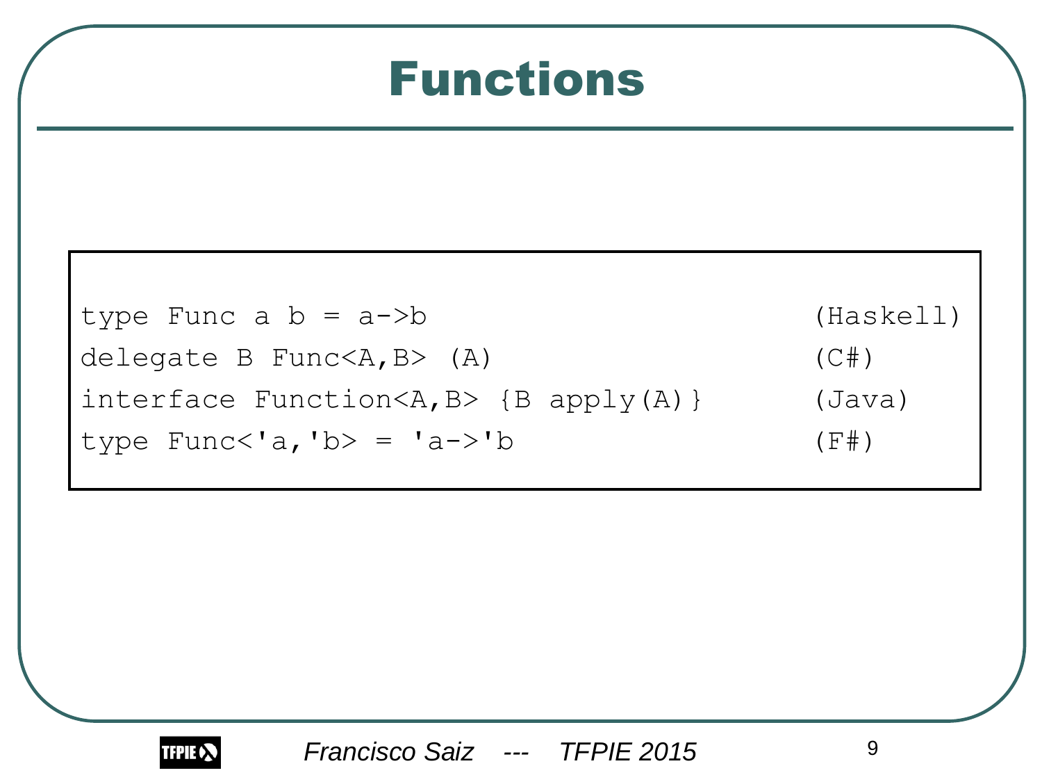# Functions

```
type Func a b = a->b                           (Haskell)
delegate B Func<A,B> (A)                       (C#)
interface Function<A,B> {B apply(A)}           (Java)
type Func<'a,'b> = 'a->'b                      (F#)
```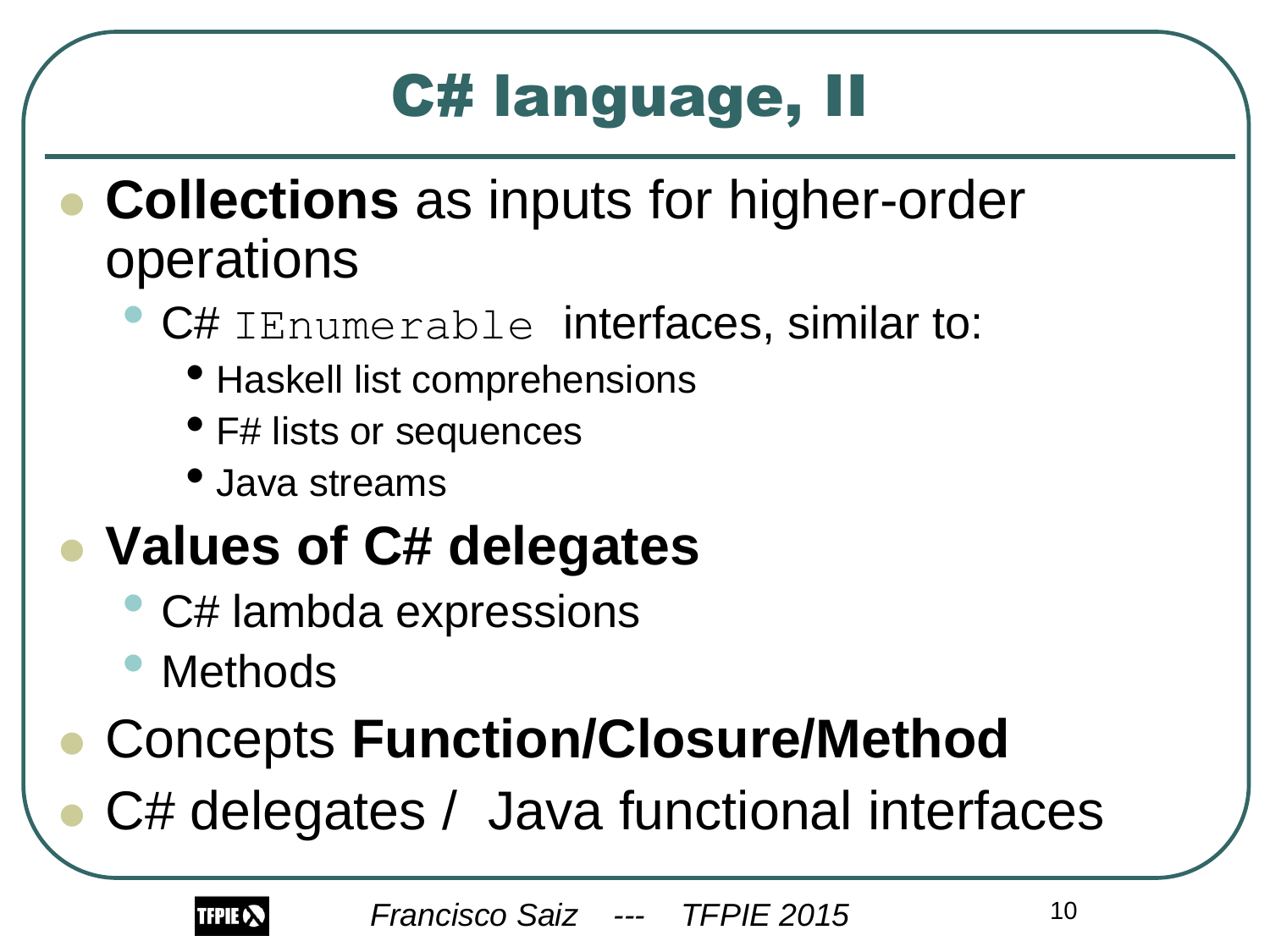# C# language, II

- **Collections** as inputs for higher-order operations
  - C# `IEnumerable` interfaces, similar to:
    - Haskell list comprehensions
    - F# lists or sequences
    - Java streams
- **Values of C# delegates**
  - C# lambda expressions
  - Methods
- Concepts **Function/Closure/Method**
- C# delegates / Java functional interfaces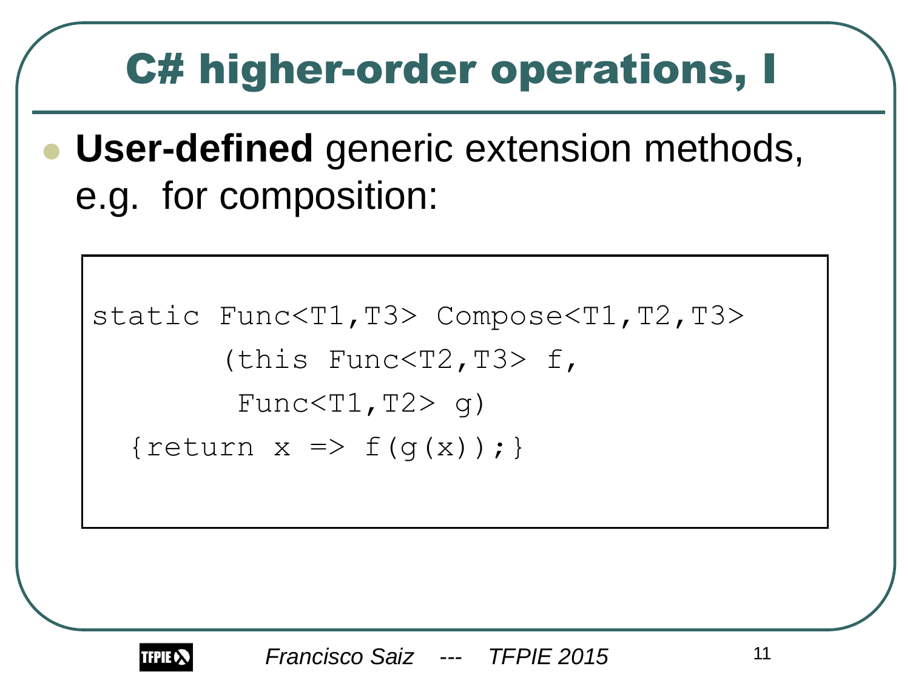# C# higher-order operations, I

- **User-defined** generic extension methods, e.g. for composition:

```
static Func<T1,T3> Compose<T1,T2,T3>
       (this Func<T2,T3> f,
        Func<T1,T2> g)
   {return x => f(g(x));}
```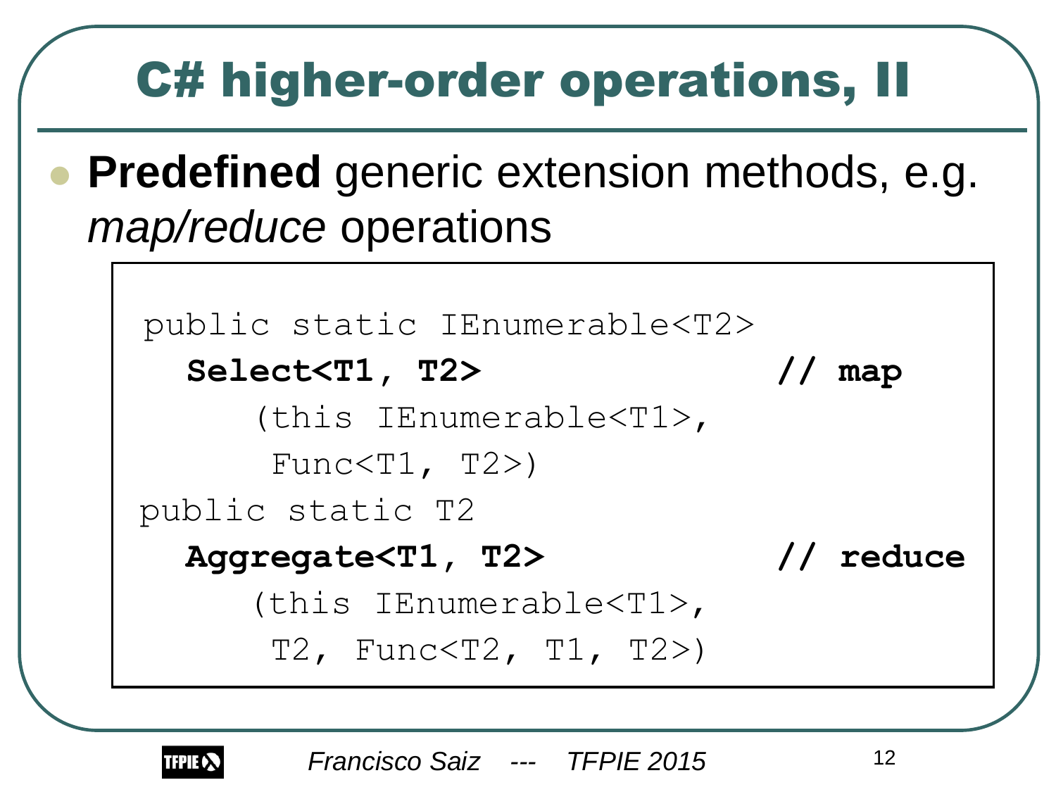# C# higher-order operations, II

- **Predefined** generic extension methods, e.g. *map/reduce* operations

```
public static IEnumerable<T2>
  Select<T1, T2>                        // map
     (this IEnumerable<T1>,
      Func<T1, T2>)
public static T2
  Aggregate<T1, T2>                     // reduce
     (this IEnumerable<T1>,
      T2, Func<T2, T1, T2>)
```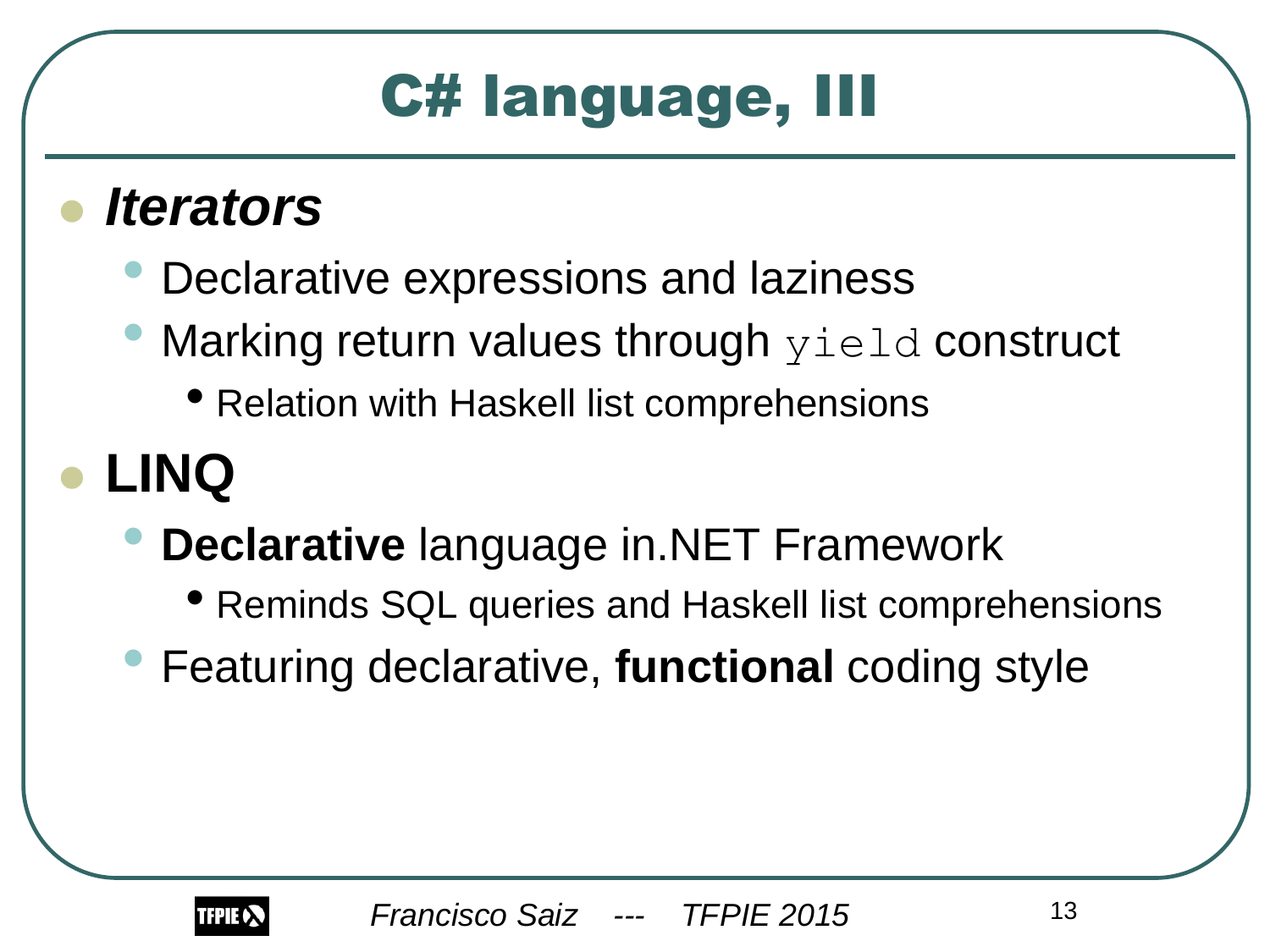# C# language, III

- ***Iterators***
  - Declarative expressions and laziness
  - Marking return values through `yield` construct
    - Relation with Haskell list comprehensions
- **LINQ**
  - **Declarative** language in.NET Framework
    - Reminds SQL queries and Haskell list comprehensions
  - Featuring declarative, **functional** coding style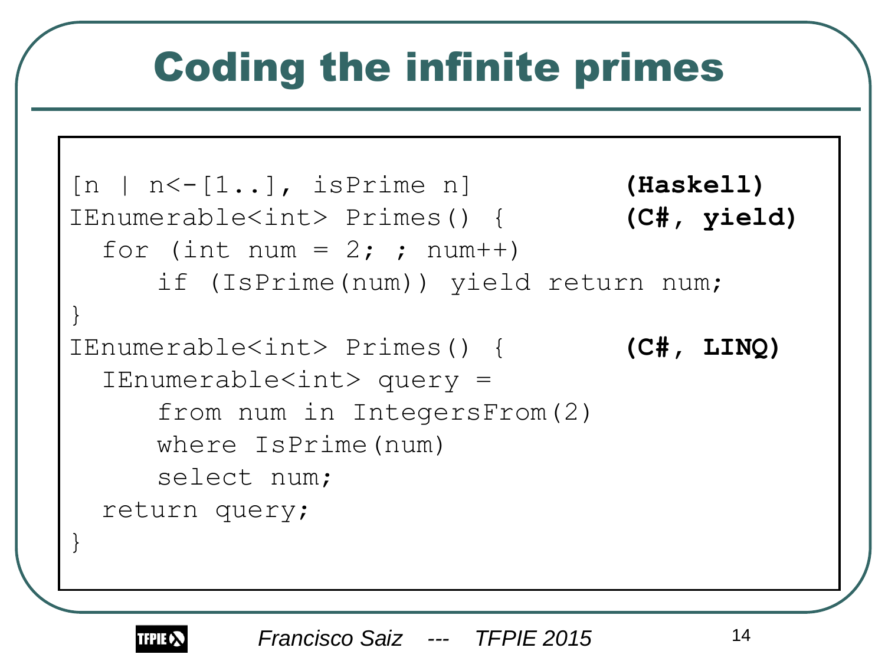# Coding the infinite primes

```
[n | n<-[1..], isPrime n]                   (Haskell)
IEnumerable<int> Primes() {                 (C#, yield)
  for (int num = 2; ; num++)
      if (IsPrime(num)) yield return num;
}
IEnumerable<int> Primes() {                 (C#, LINQ)
  IEnumerable<int> query =
      from num in IntegersFrom(2)
      where IsPrime(num)
      select num;
  return query;
}
```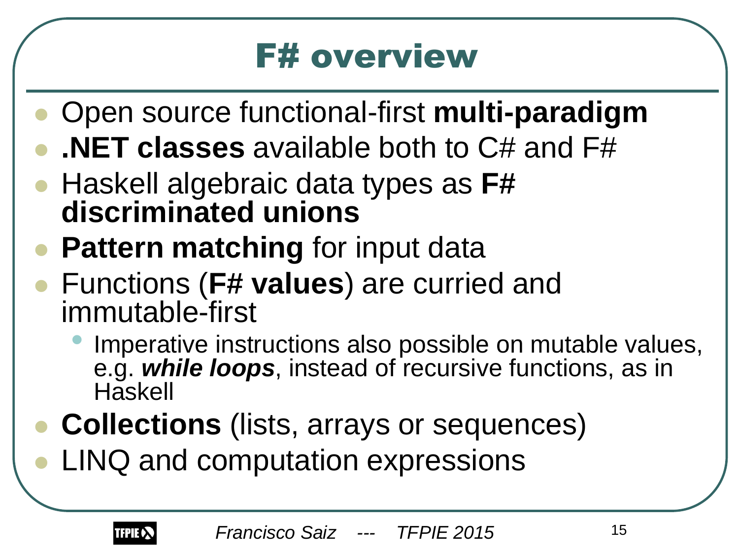# F# overview

- Open source functional-first **multi-paradigm**
- **.NET classes** available both to C# and F#
- Haskell algebraic data types as **F# discriminated unions**
- **Pattern matching** for input data
- Functions (**F# values**) are curried and immutable-first
  - Imperative instructions also possible on mutable values, e.g. ***while loops***, instead of recursive functions, as in Haskell
- **Collections** (lists, arrays or sequences)
- LINQ and computation expressions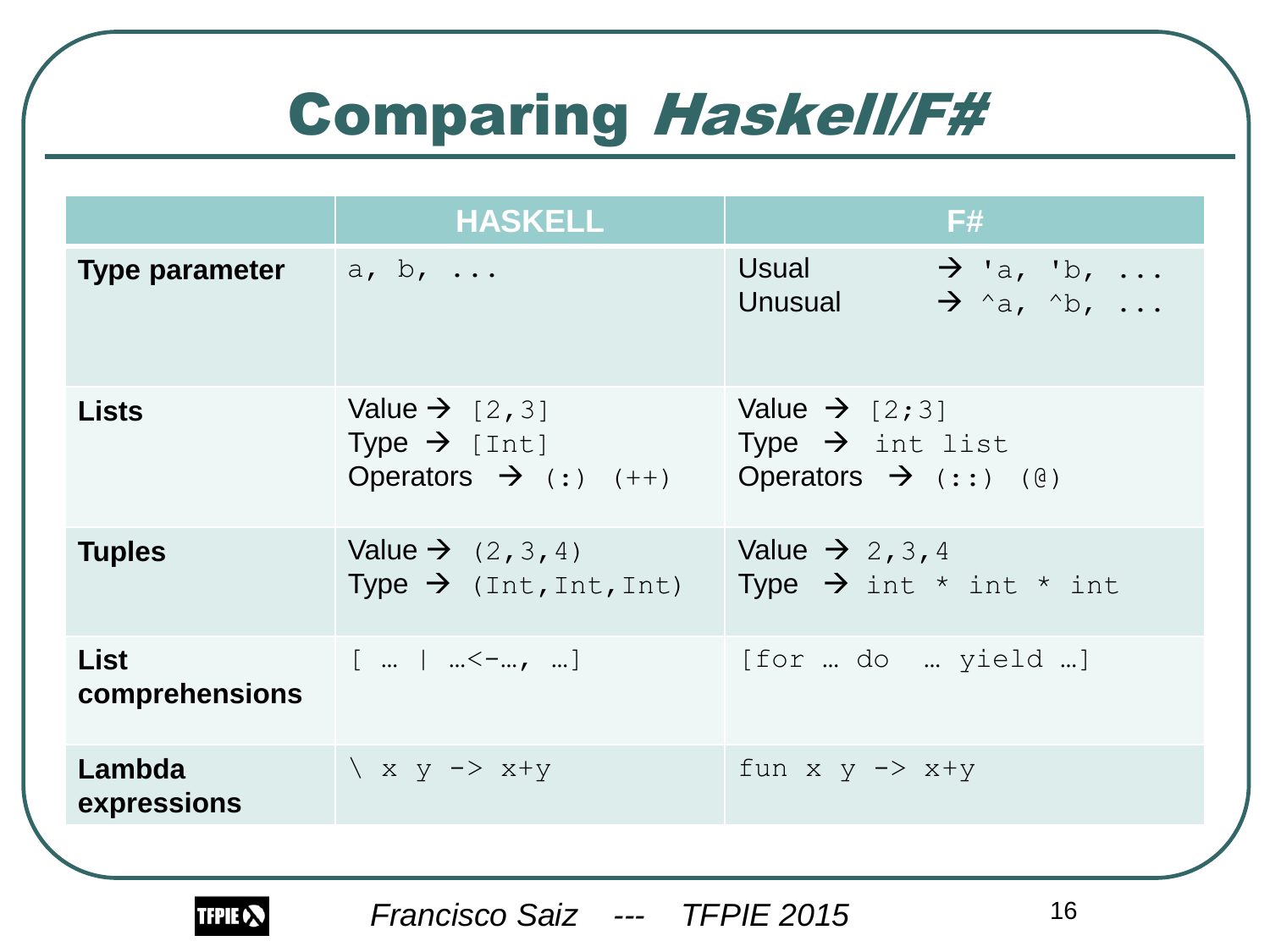# Comparing *Haskell/F#*

| | HASKELL | F# |
|---|---|---|
| **Type parameter** | `a, b, ...` | Usual → `'a, 'b, ...`<br>Unusual → `^a, ^b, ...` |
| **Lists** | Value → `[2,3]`<br>Type → `[Int]`<br>Operators → `(:)  (++)` | Value → `[2;3]`<br>Type → `int list`<br>Operators → `(::)  (@)` |
| **Tuples** | Value → `(2,3,4)`<br>Type → `(Int,Int,Int)` | Value → `2,3,4`<br>Type → `int * int * int` |
| **List comprehensions** | `[ … | …<-…, …]` | `[for … do  … yield …]` |
| **Lambda expressions** | `\ x y -> x+y` | `fun x y -> x+y` |

*Francisco Saiz --- TFPIE 2015*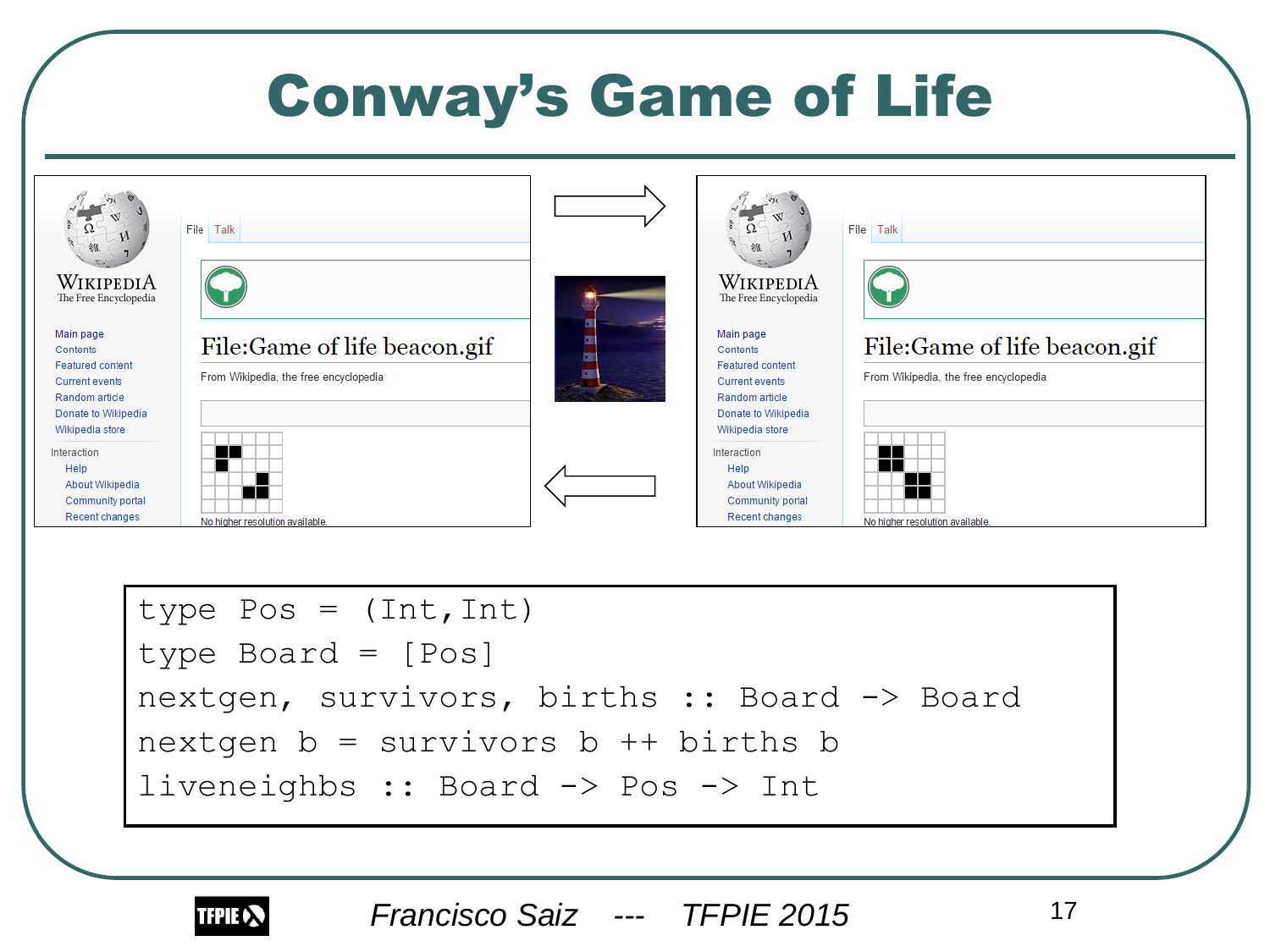# Conway's Game of Life

```
type Pos = (Int,Int)
type Board = [Pos]
nextgen, survivors, births :: Board -> Board
nextgen b = survivors b ++ births b
liveneighbs :: Board -> Pos -> Int
```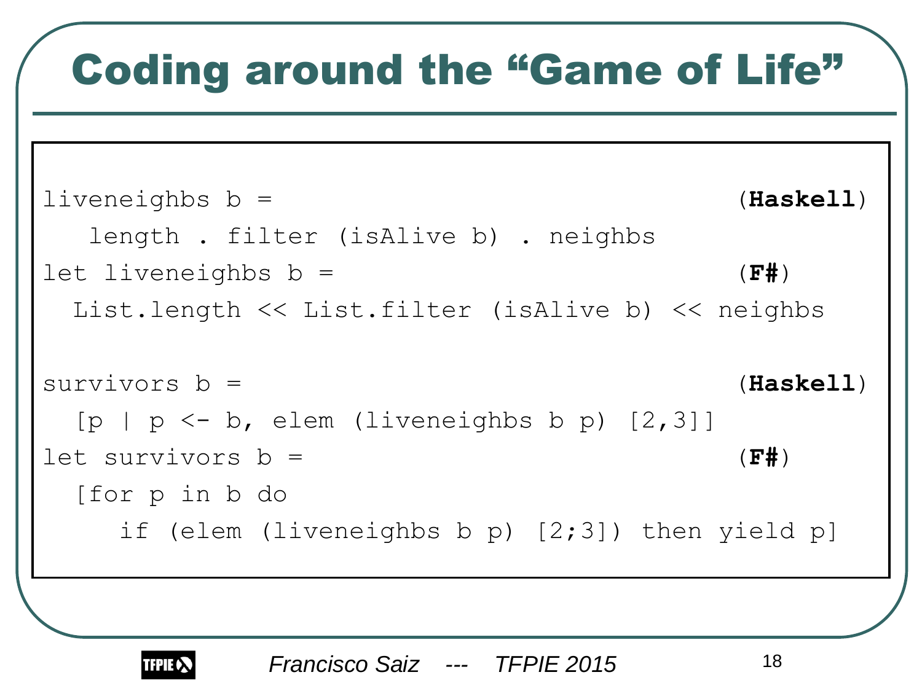# Coding around the "Game of Life"

```
liveneighbs b =                                        (Haskell)
   length . filter (isAlive b) . neighbs
let liveneighbs b =                                    (F#)
  List.length << List.filter (isAlive b) << neighbs

survivors b =                                          (Haskell)
  [p | p <- b, elem (liveneighbs b p) [2,3]]
let survivors b =                                      (F#)
  [for p in b do
     if (elem (liveneighbs b p) [2;3]) then yield p]
```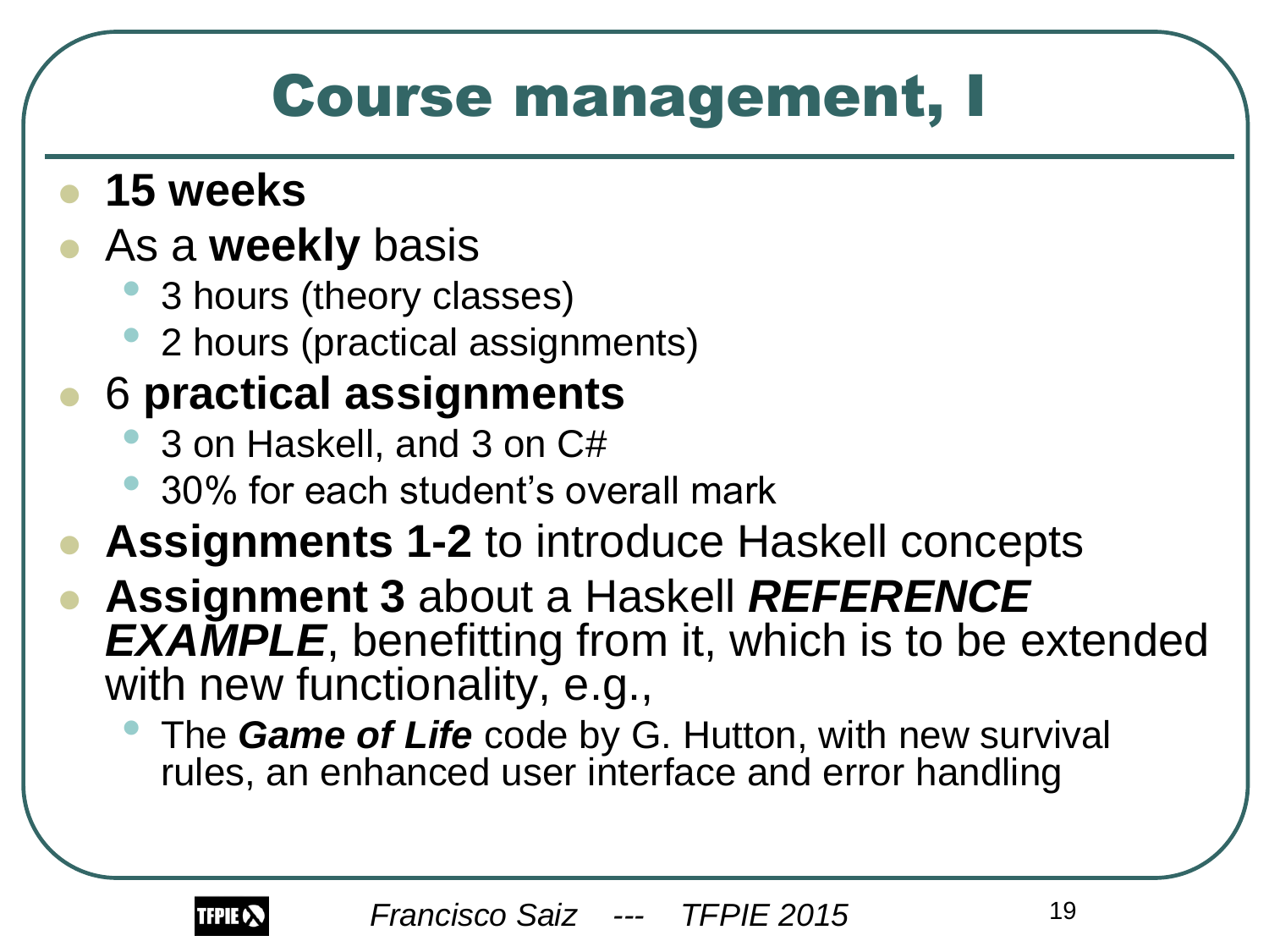# Course management, I

- **15 weeks**
- As a **weekly** basis
  - 3 hours (theory classes)
  - 2 hours (practical assignments)
- 6 **practical assignments**
  - 3 on Haskell, and 3 on C#
  - 30% for each student's overall mark
- **Assignments 1-2** to introduce Haskell concepts
- **Assignment 3** about a Haskell ***REFERENCE EXAMPLE***, benefitting from it, which is to be extended with new functionality, e.g.,
  - The ***Game of Life*** code by G. Hutton, with new survival rules, an enhanced user interface and error handling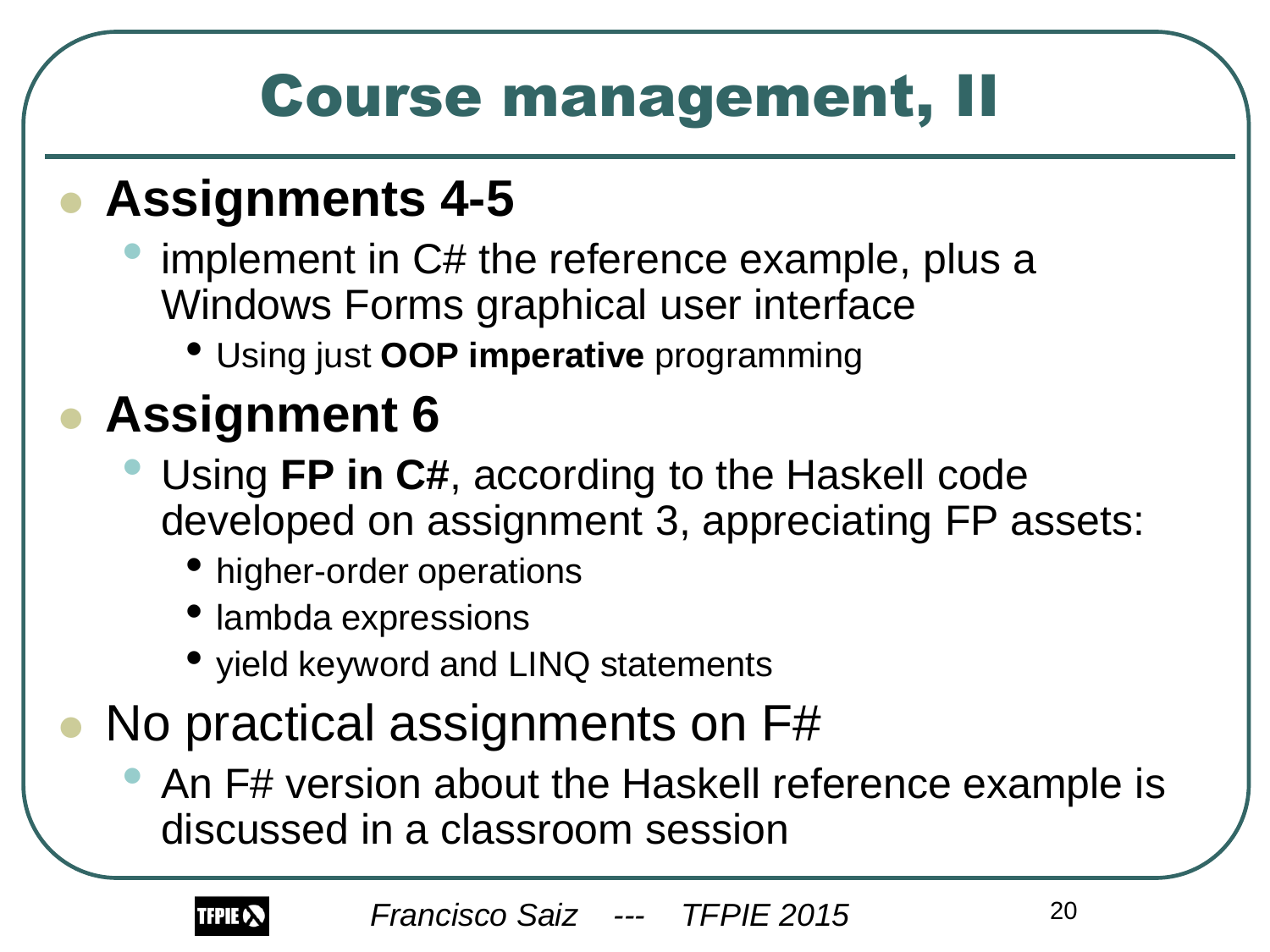# Course management, II

- **Assignments 4-5**
  - implement in C# the reference example, plus a Windows Forms graphical user interface
    - Using just **OOP imperative** programming
- **Assignment 6**
  - Using **FP in C#**, according to the Haskell code developed on assignment 3, appreciating FP assets:
    - higher-order operations
    - lambda expressions
    - yield keyword and LINQ statements
- No practical assignments on F#
  - An F# version about the Haskell reference example is discussed in a classroom session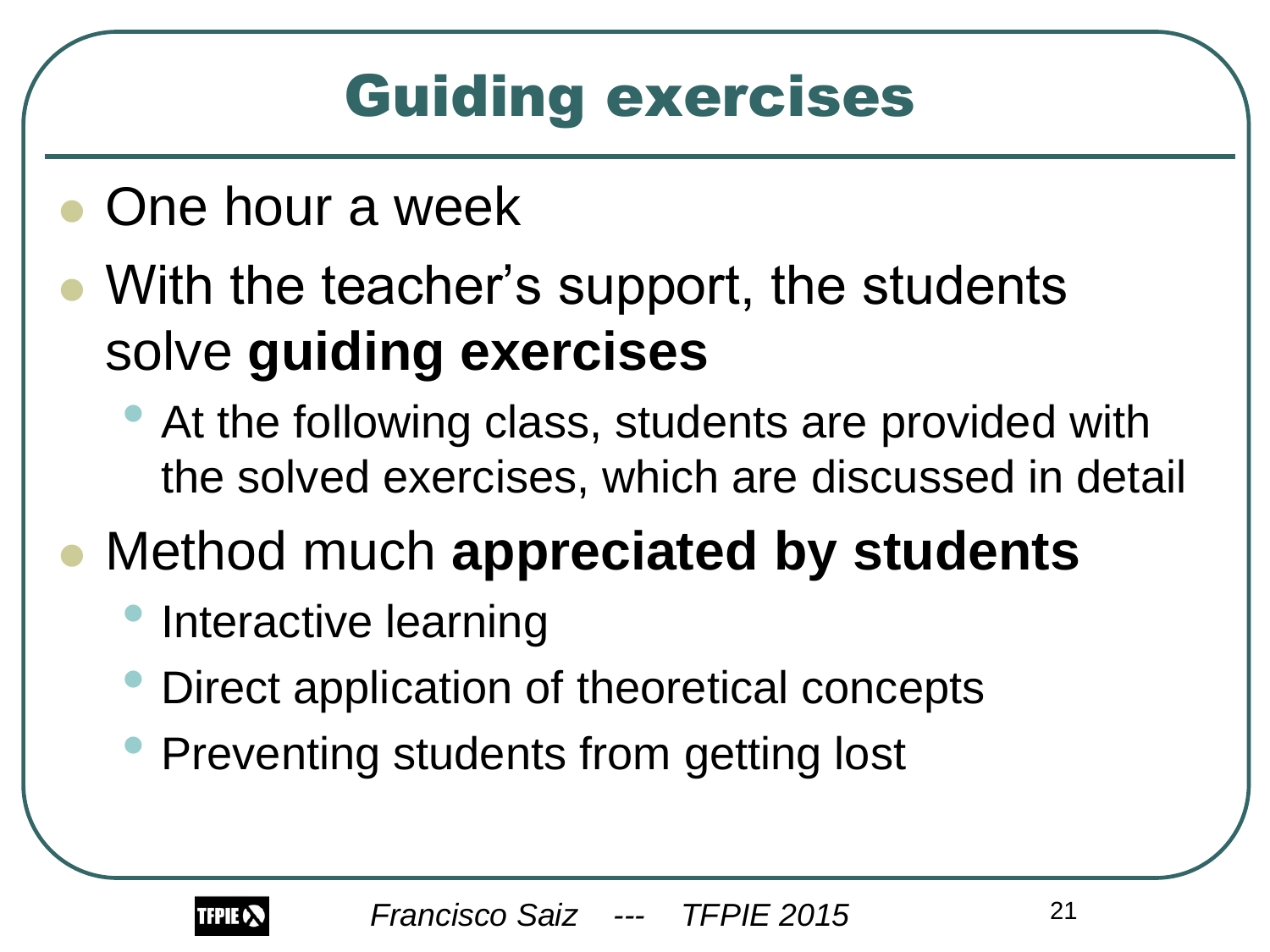# Guiding exercises

- One hour a week
- With the teacher's support, the students solve **guiding exercises**
  - At the following class, students are provided with the solved exercises, which are discussed in detail
- Method much **appreciated by students**
  - Interactive learning
  - Direct application of theoretical concepts
  - Preventing students from getting lost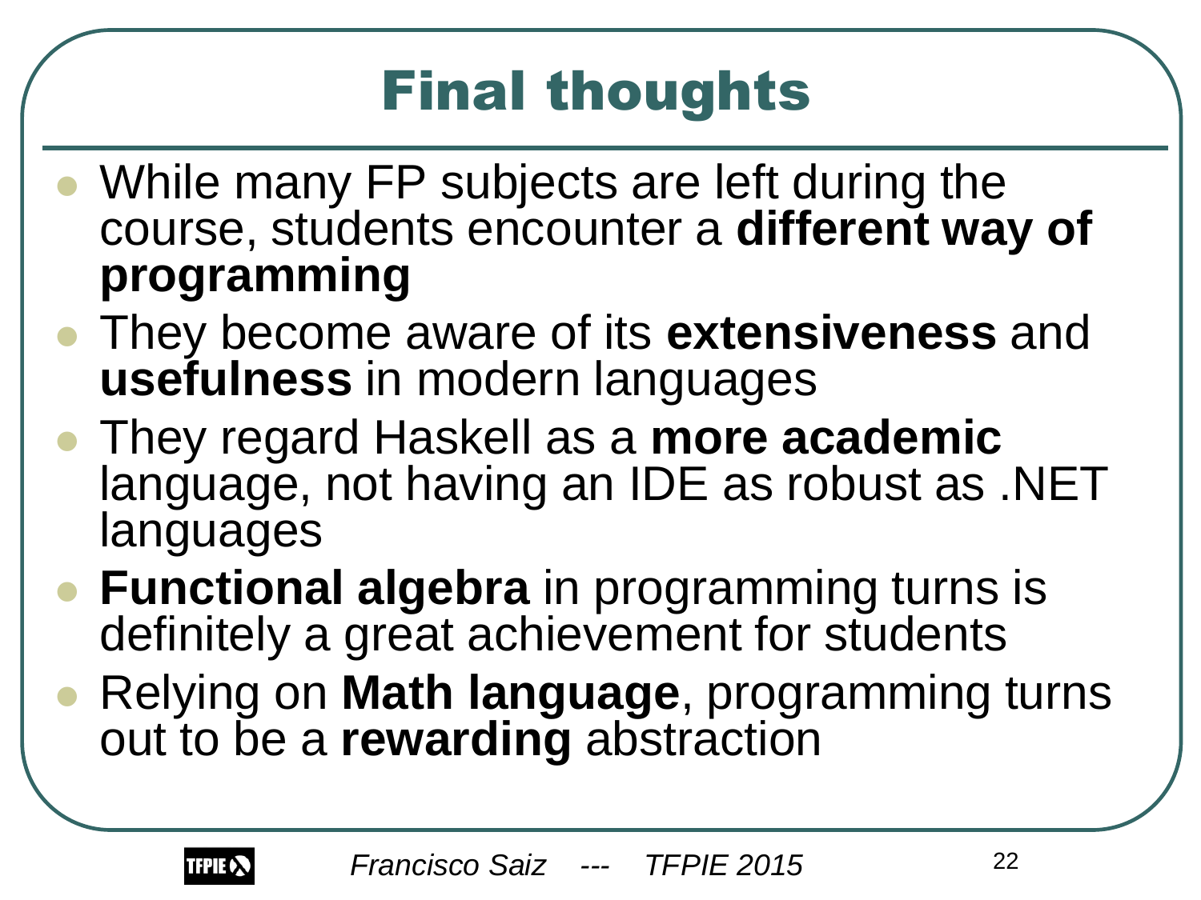# Final thoughts

- While many FP subjects are left during the course, students encounter a **different way of programming**
- They become aware of its **extensiveness** and **usefulness** in modern languages
- They regard Haskell as a **more academic** language, not having an IDE as robust as .NET languages
- **Functional algebra** in programming turns is definitely a great achievement for students
- Relying on **Math language**, programming turns out to be a **rewarding** abstraction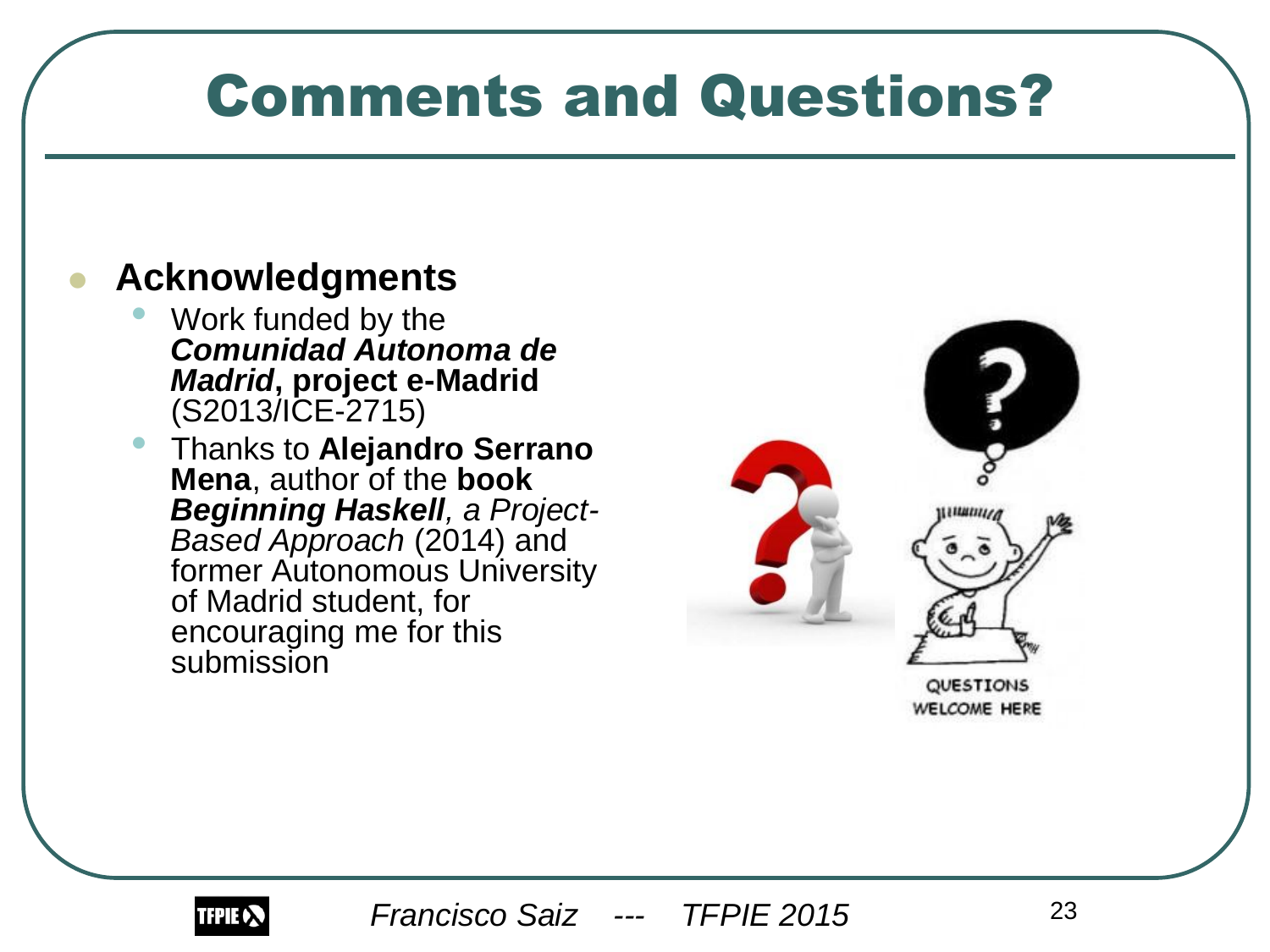# Comments and Questions?

- **Acknowledgments**
  - Work funded by the ***Comunidad Autonoma de Madrid*, project e-Madrid** (S2013/ICE-2715)
  - Thanks to **Alejandro Serrano Mena**, author of the **book *Beginning Haskell***, *a Project-Based Approach* (2014) and former Autonomous University of Madrid student, for encouraging me for this submission